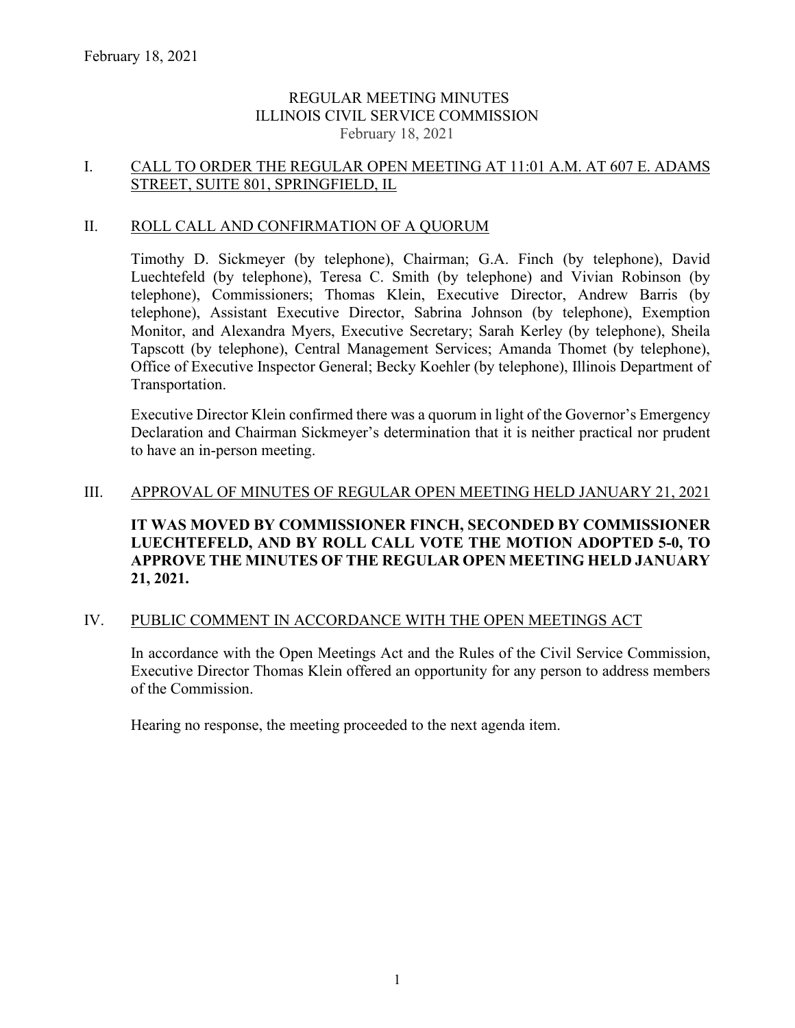# REGULAR MEETING MINUTES
# ILLINOIS CIVIL SERVICE COMMISSION
February 18, 2021

## I. CALL TO ORDER THE REGULAR OPEN MEETING AT 11:01 A.M. AT 607 E. ADAMS STREET, SUITE 801, SPRINGFIELD, IL

## II. ROLL CALL AND CONFIRMATION OF A QUORUM

Timothy D. Sickmeyer (by telephone), Chairman; G.A. Finch (by telephone), David Luechtefeld (by telephone), Teresa C. Smith (by telephone) and Vivian Robinson (by telephone), Commissioners; Thomas Klein, Executive Director, Andrew Barris (by telephone), Assistant Executive Director, Sabrina Johnson (by telephone), Exemption Monitor, and Alexandra Myers, Executive Secretary; Sarah Kerley (by telephone), Sheila Tapscott (by telephone), Central Management Services; Amanda Thomet (by telephone), Office of Executive Inspector General; Becky Koehler (by telephone), Illinois Department of Transportation.

Executive Director Klein confirmed there was a quorum in light of the Governor's Emergency Declaration and Chairman Sickmeyer's determination that it is neither practical nor prudent to have an in-person meeting.

## III. APPROVAL OF MINUTES OF REGULAR OPEN MEETING HELD JANUARY 21, 2021

**IT WAS MOVED BY COMMISSIONER FINCH, SECONDED BY COMMISSIONER LUECHTEFELD, AND BY ROLL CALL VOTE THE MOTION ADOPTED 5-0, TO APPROVE THE MINUTES OF THE REGULAR OPEN MEETING HELD JANUARY 21, 2021.**

## IV. PUBLIC COMMENT IN ACCORDANCE WITH THE OPEN MEETINGS ACT

In accordance with the Open Meetings Act and the Rules of the Civil Service Commission, Executive Director Thomas Klein offered an opportunity for any person to address members of the Commission.

Hearing no response, the meeting proceeded to the next agenda item.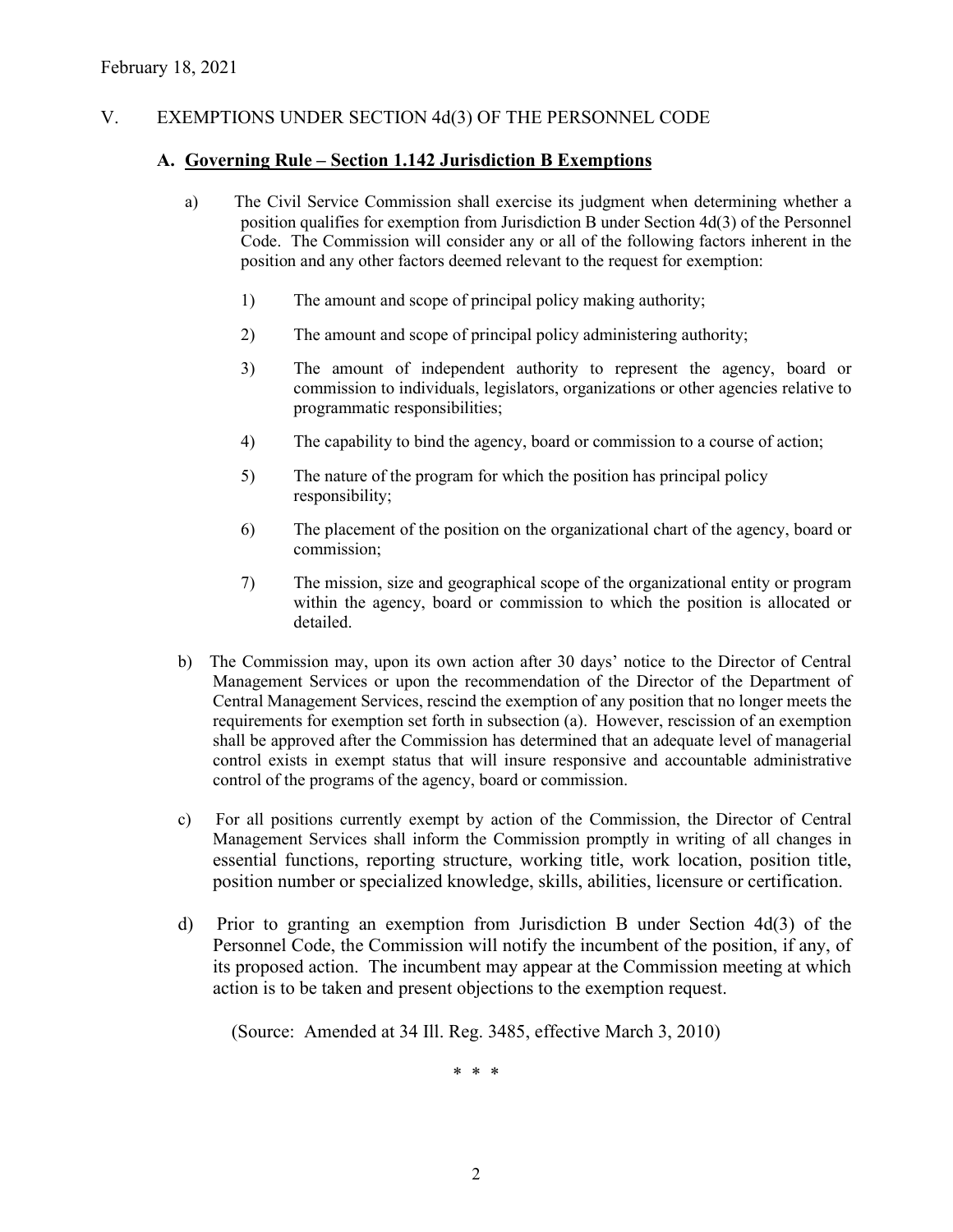February 18, 2021

## V. EXEMPTIONS UNDER SECTION 4d(3) OF THE PERSONNEL CODE

### A. Governing Rule – Section 1.142 Jurisdiction B Exemptions

a) The Civil Service Commission shall exercise its judgment when determining whether a position qualifies for exemption from Jurisdiction B under Section 4d(3) of the Personnel Code. The Commission will consider any or all of the following factors inherent in the position and any other factors deemed relevant to the request for exemption:

1) The amount and scope of principal policy making authority;

2) The amount and scope of principal policy administering authority;

3) The amount of independent authority to represent the agency, board or commission to individuals, legislators, organizations or other agencies relative to programmatic responsibilities;

4) The capability to bind the agency, board or commission to a course of action;

5) The nature of the program for which the position has principal policy responsibility;

6) The placement of the position on the organizational chart of the agency, board or commission;

7) The mission, size and geographical scope of the organizational entity or program within the agency, board or commission to which the position is allocated or detailed.

b) The Commission may, upon its own action after 30 days' notice to the Director of Central Management Services or upon the recommendation of the Director of the Department of Central Management Services, rescind the exemption of any position that no longer meets the requirements for exemption set forth in subsection (a). However, rescission of an exemption shall be approved after the Commission has determined that an adequate level of managerial control exists in exempt status that will insure responsive and accountable administrative control of the programs of the agency, board or commission.

c) For all positions currently exempt by action of the Commission, the Director of Central Management Services shall inform the Commission promptly in writing of all changes in essential functions, reporting structure, working title, work location, position title, position number or specialized knowledge, skills, abilities, licensure or certification.

d) Prior to granting an exemption from Jurisdiction B under Section 4d(3) of the Personnel Code, the Commission will notify the incumbent of the position, if any, of its proposed action. The incumbent may appear at the Commission meeting at which action is to be taken and present objections to the exemption request.

(Source: Amended at 34 Ill. Reg. 3485, effective March 3, 2010)

\* \* \*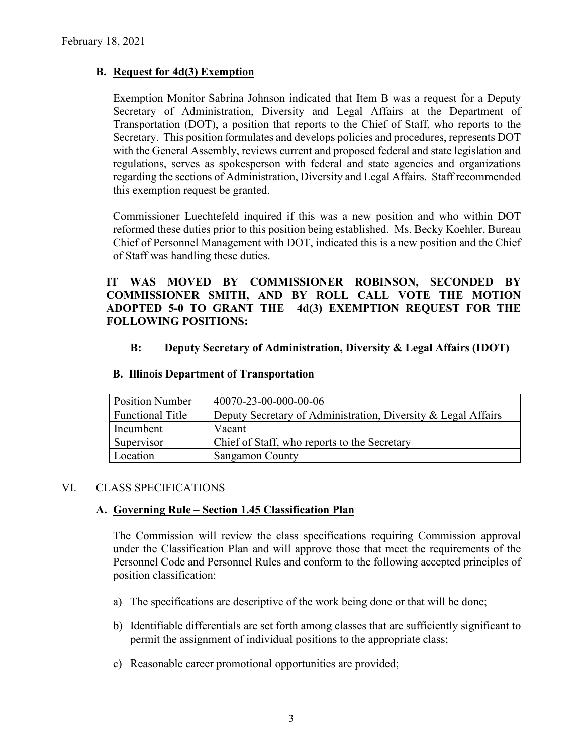February 18, 2021

### B. Request for 4d(3) Exemption

Exemption Monitor Sabrina Johnson indicated that Item B was a request for a Deputy Secretary of Administration, Diversity and Legal Affairs at the Department of Transportation (DOT), a position that reports to the Chief of Staff, who reports to the Secretary. This position formulates and develops policies and procedures, represents DOT with the General Assembly, reviews current and proposed federal and state legislation and regulations, serves as spokesperson with federal and state agencies and organizations regarding the sections of Administration, Diversity and Legal Affairs. Staff recommended this exemption request be granted.

Commissioner Luechtefeld inquired if this was a new position and who within DOT reformed these duties prior to this position being established. Ms. Becky Koehler, Bureau Chief of Personnel Management with DOT, indicated this is a new position and the Chief of Staff was handling these duties.

**IT WAS MOVED BY COMMISSIONER ROBINSON, SECONDED BY COMMISSIONER SMITH, AND BY ROLL CALL VOTE THE MOTION ADOPTED 5-0 TO GRANT THE 4d(3) EXEMPTION REQUEST FOR THE FOLLOWING POSITIONS:**

**B: Deputy Secretary of Administration, Diversity & Legal Affairs (IDOT)**

**B. Illinois Department of Transportation**

| Position Number | 40070-23-00-000-00-06 |
|---|---|
| Functional Title | Deputy Secretary of Administration, Diversity & Legal Affairs |
| Incumbent | Vacant |
| Supervisor | Chief of Staff, who reports to the Secretary |
| Location | Sangamon County |

## VI. CLASS SPECIFICATIONS

### A. Governing Rule – Section 1.45 Classification Plan

The Commission will review the class specifications requiring Commission approval under the Classification Plan and will approve those that meet the requirements of the Personnel Code and Personnel Rules and conform to the following accepted principles of position classification:

a) The specifications are descriptive of the work being done or that will be done;

b) Identifiable differentials are set forth among classes that are sufficiently significant to permit the assignment of individual positions to the appropriate class;

c) Reasonable career promotional opportunities are provided;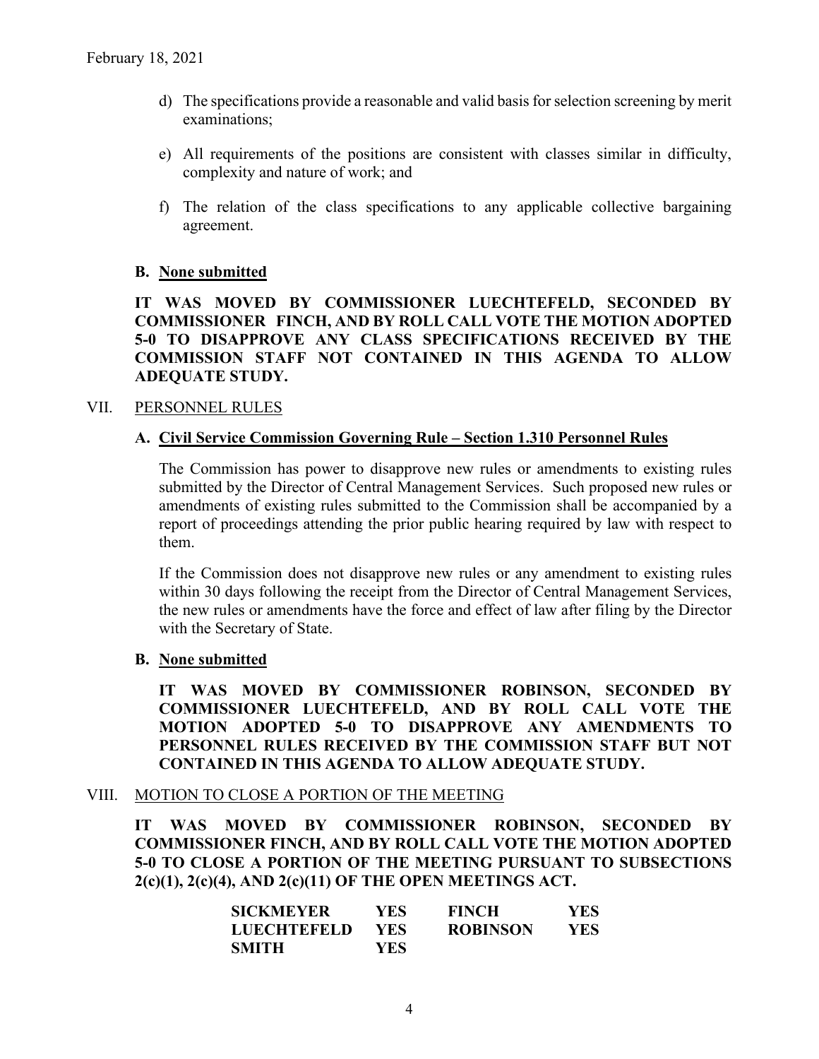d) The specifications provide a reasonable and valid basis for selection screening by merit examinations;

e) All requirements of the positions are consistent with classes similar in difficulty, complexity and nature of work; and

f) The relation of the class specifications to any applicable collective bargaining agreement.

**B. None submitted**

**IT WAS MOVED BY COMMISSIONER LUECHTEFELD, SECONDED BY COMMISSIONER FINCH, AND BY ROLL CALL VOTE THE MOTION ADOPTED 5-0 TO DISAPPROVE ANY CLASS SPECIFICATIONS RECEIVED BY THE COMMISSION STAFF NOT CONTAINED IN THIS AGENDA TO ALLOW ADEQUATE STUDY.**

## VII. PERSONNEL RULES

**A. Civil Service Commission Governing Rule – Section 1.310 Personnel Rules**

The Commission has power to disapprove new rules or amendments to existing rules submitted by the Director of Central Management Services. Such proposed new rules or amendments of existing rules submitted to the Commission shall be accompanied by a report of proceedings attending the prior public hearing required by law with respect to them.

If the Commission does not disapprove new rules or any amendment to existing rules within 30 days following the receipt from the Director of Central Management Services, the new rules or amendments have the force and effect of law after filing by the Director with the Secretary of State.

**B. None submitted**

**IT WAS MOVED BY COMMISSIONER ROBINSON, SECONDED BY COMMISSIONER LUECHTEFELD, AND BY ROLL CALL VOTE THE MOTION ADOPTED 5-0 TO DISAPPROVE ANY AMENDMENTS TO PERSONNEL RULES RECEIVED BY THE COMMISSION STAFF BUT NOT CONTAINED IN THIS AGENDA TO ALLOW ADEQUATE STUDY.**

## VIII. MOTION TO CLOSE A PORTION OF THE MEETING

**IT WAS MOVED BY COMMISSIONER ROBINSON, SECONDED BY COMMISSIONER FINCH, AND BY ROLL CALL VOTE THE MOTION ADOPTED 5-0 TO CLOSE A PORTION OF THE MEETING PURSUANT TO SUBSECTIONS 2(c)(1), 2(c)(4), AND 2(c)(11) OF THE OPEN MEETINGS ACT.**

| | | | |
|---|---|---|---|
| **SICKMEYER** | **YES** | **FINCH** | **YES** |
| **LUECHTEFELD** | **YES** | **ROBINSON** | **YES** |
| **SMITH** | **YES** | | |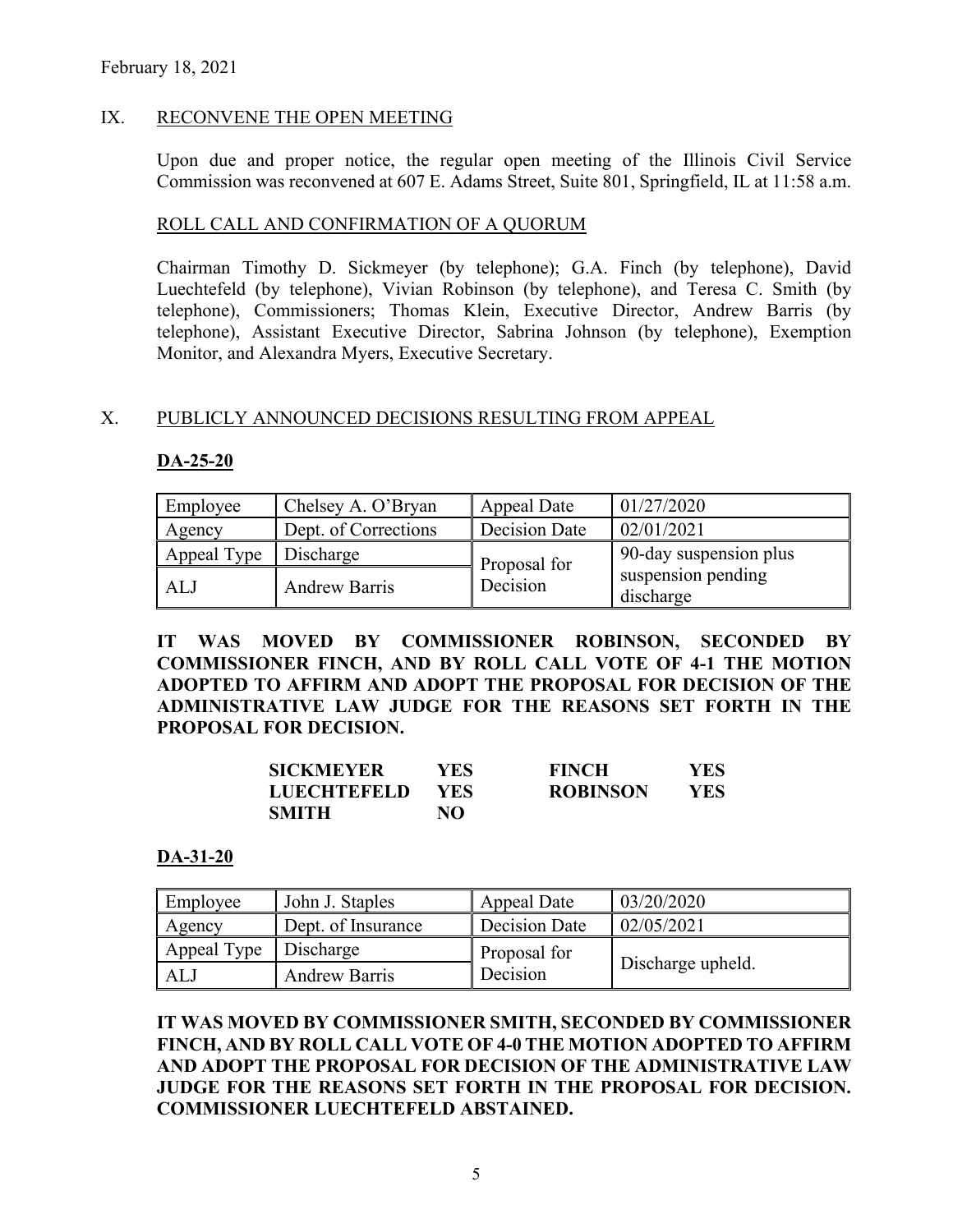February 18, 2021

## IX. RECONVENE THE OPEN MEETING

Upon due and proper notice, the regular open meeting of the Illinois Civil Service Commission was reconvened at 607 E. Adams Street, Suite 801, Springfield, IL at 11:58 a.m.

### ROLL CALL AND CONFIRMATION OF A QUORUM

Chairman Timothy D. Sickmeyer (by telephone); G.A. Finch (by telephone), David Luechtefeld (by telephone), Vivian Robinson (by telephone), and Teresa C. Smith (by telephone), Commissioners; Thomas Klein, Executive Director, Andrew Barris (by telephone), Assistant Executive Director, Sabrina Johnson (by telephone), Exemption Monitor, and Alexandra Myers, Executive Secretary.

## X. PUBLICLY ANNOUNCED DECISIONS RESULTING FROM APPEAL

**DA-25-20**

| Employee | Chelsey A. O'Bryan | Appeal Date | 01/27/2020 |
|---|---|---|---|
| Agency | Dept. of Corrections | Decision Date | 02/01/2021 |
| Appeal Type | Discharge | Proposal for Decision | 90-day suspension plus suspension pending discharge |
| ALJ | Andrew Barris | | |

**IT WAS MOVED BY COMMISSIONER ROBINSON, SECONDED BY COMMISSIONER FINCH, AND BY ROLL CALL VOTE OF 4-1 THE MOTION ADOPTED TO AFFIRM AND ADOPT THE PROPOSAL FOR DECISION OF THE ADMINISTRATIVE LAW JUDGE FOR THE REASONS SET FORTH IN THE PROPOSAL FOR DECISION.**

| | | | |
|---|---|---|---|
| **SICKMEYER** | **YES** | **FINCH** | **YES** |
| **LUECHTEFELD** | **YES** | **ROBINSON** | **YES** |
| **SMITH** | **NO** | | |

**DA-31-20**

| Employee | John J. Staples | Appeal Date | 03/20/2020 |
|---|---|---|---|
| Agency | Dept. of Insurance | Decision Date | 02/05/2021 |
| Appeal Type | Discharge | Proposal for Decision | Discharge upheld. |
| ALJ | Andrew Barris | | |

**IT WAS MOVED BY COMMISSIONER SMITH, SECONDED BY COMMISSIONER FINCH, AND BY ROLL CALL VOTE OF 4-0 THE MOTION ADOPTED TO AFFIRM AND ADOPT THE PROPOSAL FOR DECISION OF THE ADMINISTRATIVE LAW JUDGE FOR THE REASONS SET FORTH IN THE PROPOSAL FOR DECISION. COMMISSIONER LUECHTEFELD ABSTAINED.**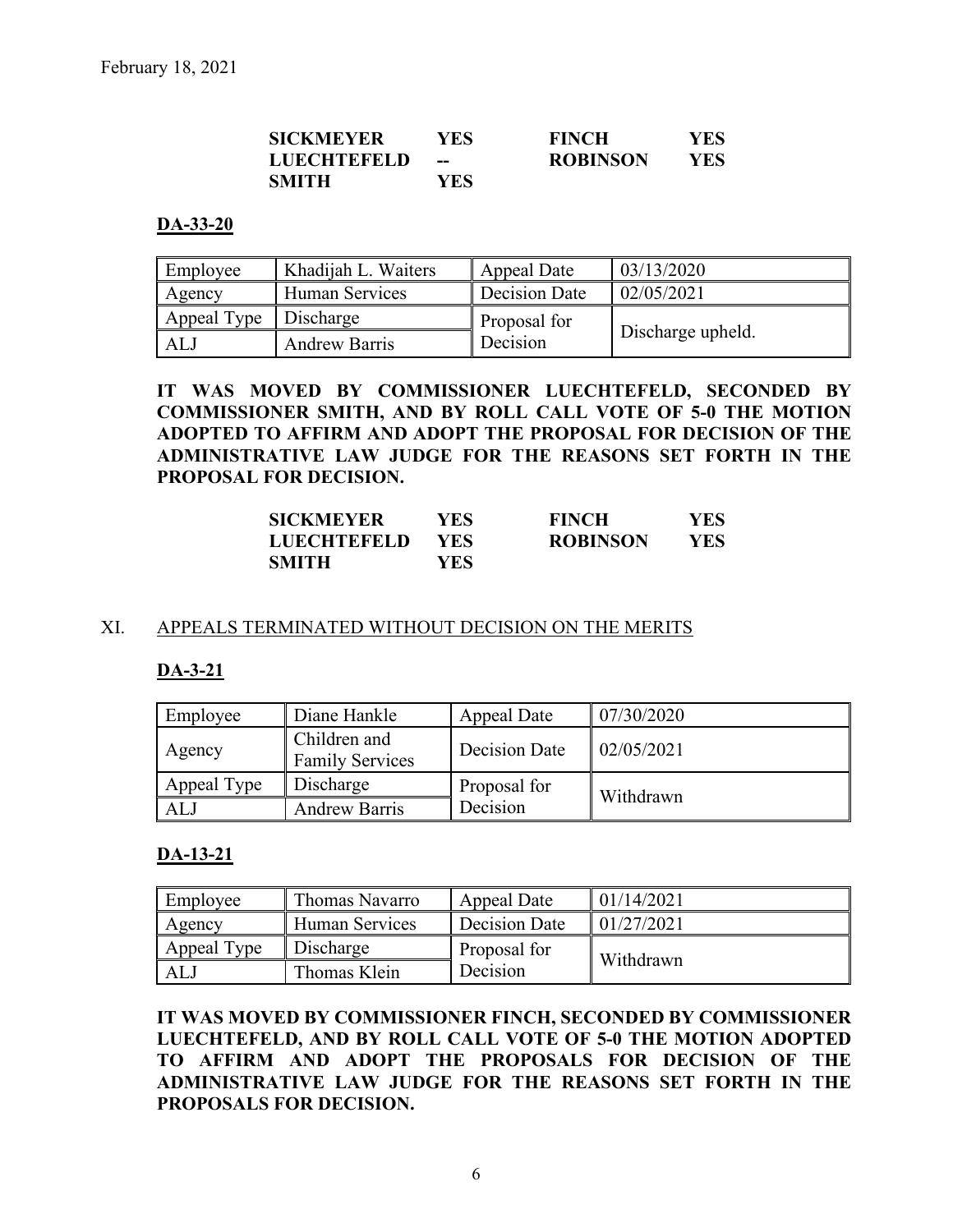February 18, 2021

| | | | |
|---|---|---|---|
| **SICKMEYER** | **YES** | **FINCH** | **YES** |
| **LUECHTEFELD** | **--** | **ROBINSON** | **YES** |
| **SMITH** | **YES** | | |

**DA-33-20**

| Employee | Khadijah L. Waiters | Appeal Date | 03/13/2020 |
|---|---|---|---|
| Agency | Human Services | Decision Date | 02/05/2021 |
| Appeal Type | Discharge | Proposal for Decision | Discharge upheld. |
| ALJ | Andrew Barris | | |

**IT WAS MOVED BY COMMISSIONER LUECHTEFELD, SECONDED BY COMMISSIONER SMITH, AND BY ROLL CALL VOTE OF 5-0 THE MOTION ADOPTED TO AFFIRM AND ADOPT THE PROPOSAL FOR DECISION OF THE ADMINISTRATIVE LAW JUDGE FOR THE REASONS SET FORTH IN THE PROPOSAL FOR DECISION.**

| | | | |
|---|---|---|---|
| **SICKMEYER** | **YES** | **FINCH** | **YES** |
| **LUECHTEFELD** | **YES** | **ROBINSON** | **YES** |
| **SMITH** | **YES** | | |

## XI. APPEALS TERMINATED WITHOUT DECISION ON THE MERITS

**DA-3-21**

| Employee | Diane Hankle | Appeal Date | 07/30/2020 |
|---|---|---|---|
| Agency | Children and Family Services | Decision Date | 02/05/2021 |
| Appeal Type | Discharge | Proposal for Decision | Withdrawn |
| ALJ | Andrew Barris | | |

**DA-13-21**

| Employee | Thomas Navarro | Appeal Date | 01/14/2021 |
|---|---|---|---|
| Agency | Human Services | Decision Date | 01/27/2021 |
| Appeal Type | Discharge | Proposal for Decision | Withdrawn |
| ALJ | Thomas Klein | | |

**IT WAS MOVED BY COMMISSIONER FINCH, SECONDED BY COMMISSIONER LUECHTEFELD, AND BY ROLL CALL VOTE OF 5-0 THE MOTION ADOPTED TO AFFIRM AND ADOPT THE PROPOSALS FOR DECISION OF THE ADMINISTRATIVE LAW JUDGE FOR THE REASONS SET FORTH IN THE PROPOSALS FOR DECISION.**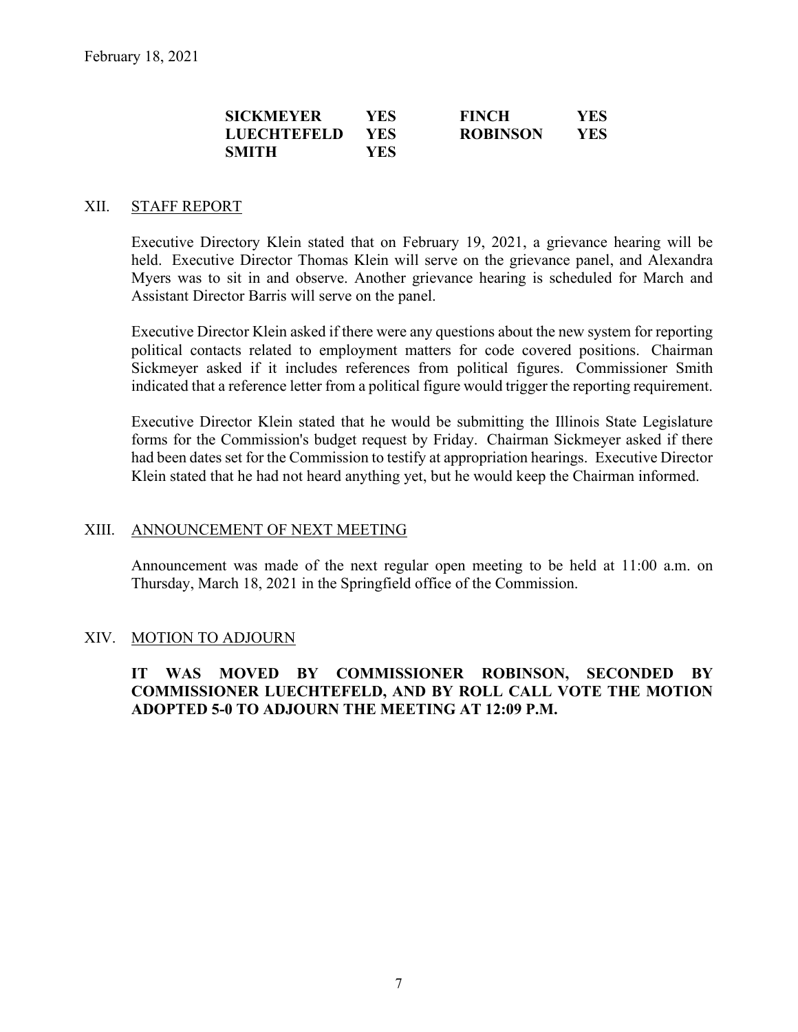February 18, 2021

| | | | |
|---|---|---|---|
| **SICKMEYER** | **YES** | **FINCH** | **YES** |
| **LUECHTEFELD** | **YES** | **ROBINSON** | **YES** |
| **SMITH** | **YES** | | |

## XII. STAFF REPORT

Executive Directory Klein stated that on February 19, 2021, a grievance hearing will be held. Executive Director Thomas Klein will serve on the grievance panel, and Alexandra Myers was to sit in and observe. Another grievance hearing is scheduled for March and Assistant Director Barris will serve on the panel.

Executive Director Klein asked if there were any questions about the new system for reporting political contacts related to employment matters for code covered positions. Chairman Sickmeyer asked if it includes references from political figures. Commissioner Smith indicated that a reference letter from a political figure would trigger the reporting requirement.

Executive Director Klein stated that he would be submitting the Illinois State Legislature forms for the Commission's budget request by Friday. Chairman Sickmeyer asked if there had been dates set for the Commission to testify at appropriation hearings. Executive Director Klein stated that he had not heard anything yet, but he would keep the Chairman informed.

## XIII. ANNOUNCEMENT OF NEXT MEETING

Announcement was made of the next regular open meeting to be held at 11:00 a.m. on Thursday, March 18, 2021 in the Springfield office of the Commission.

## XIV. MOTION TO ADJOURN

**IT WAS MOVED BY COMMISSIONER ROBINSON, SECONDED BY COMMISSIONER LUECHTEFELD, AND BY ROLL CALL VOTE THE MOTION ADOPTED 5-0 TO ADJOURN THE MEETING AT 12:09 P.M.**